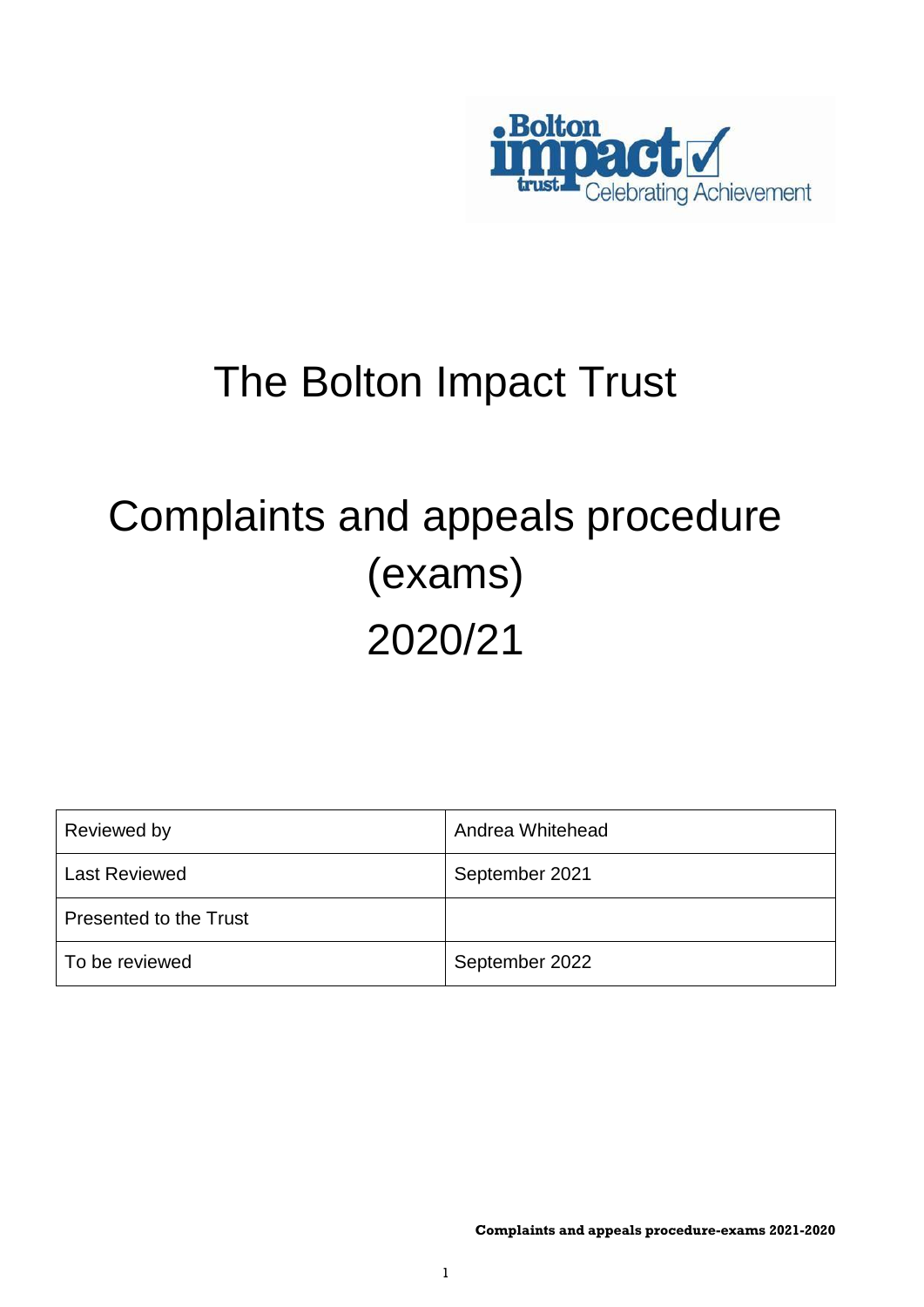# The Bolton Impact Trust

# Complaints and appeals procedure (exams) 2020/21

| Reviewed by | Andrea Whitehead |
|---|---|
| Last Reviewed | September 2021 |
| Presented to the Trust | |
| To be reviewed | September 2022 |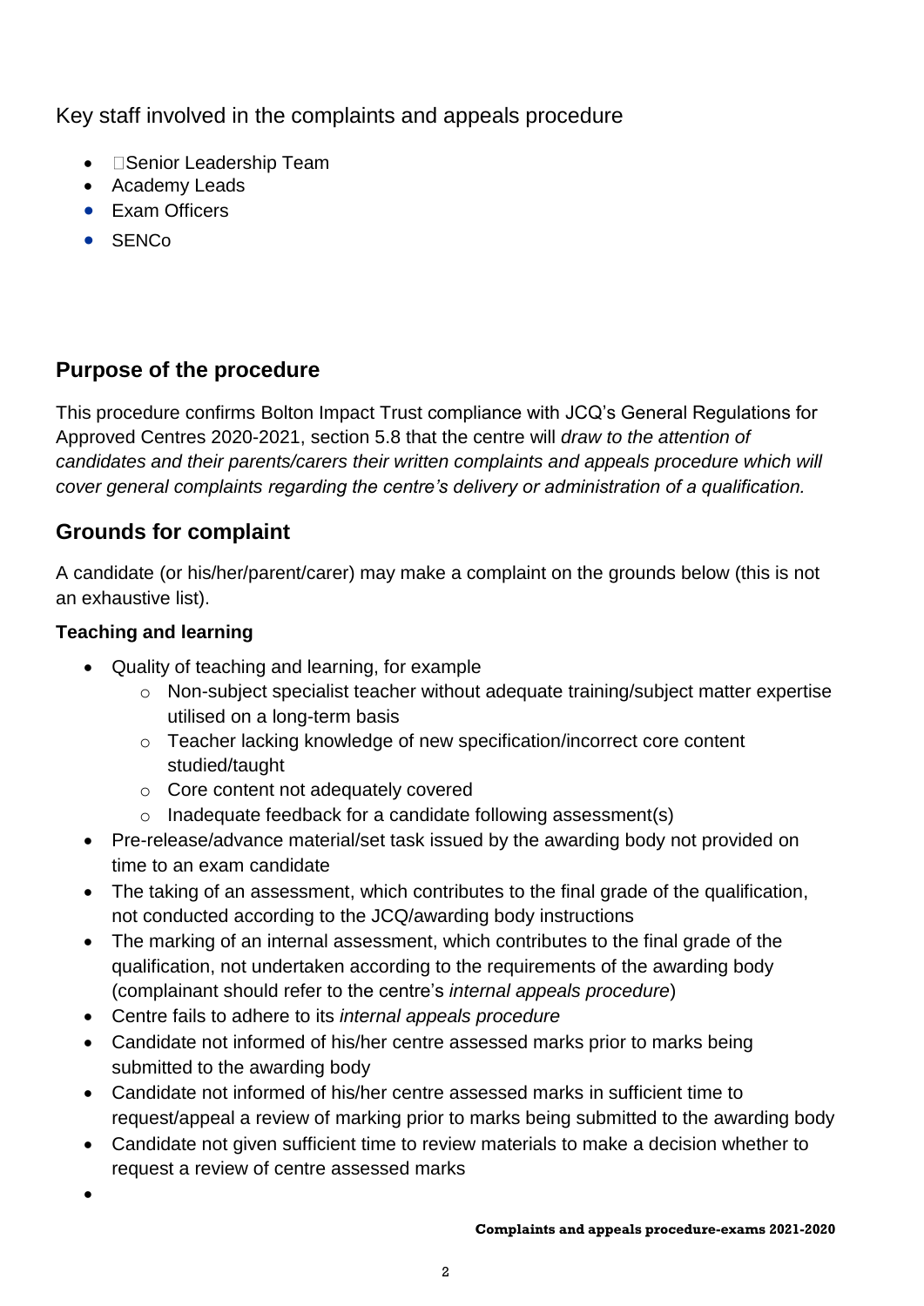Key staff involved in the complaints and appeals procedure

- Senior Leadership Team
- Academy Leads
- Exam Officers
- SENCo

## Purpose of the procedure

This procedure confirms Bolton Impact Trust compliance with JCQ's General Regulations for Approved Centres 2020-2021, section 5.8 that the centre will *draw to the attention of candidates and their parents/carers their written complaints and appeals procedure which will cover general complaints regarding the centre's delivery or administration of a qualification.*

## Grounds for complaint

A candidate (or his/her/parent/carer) may make a complaint on the grounds below (this is not an exhaustive list).

### Teaching and learning

- Quality of teaching and learning, for example
  - Non-subject specialist teacher without adequate training/subject matter expertise utilised on a long-term basis
  - Teacher lacking knowledge of new specification/incorrect core content studied/taught
  - Core content not adequately covered
  - Inadequate feedback for a candidate following assessment(s)
- Pre-release/advance material/set task issued by the awarding body not provided on time to an exam candidate
- The taking of an assessment, which contributes to the final grade of the qualification, not conducted according to the JCQ/awarding body instructions
- The marking of an internal assessment, which contributes to the final grade of the qualification, not undertaken according to the requirements of the awarding body (complainant should refer to the centre's *internal appeals procedure*)
- Centre fails to adhere to its *internal appeals procedure*
- Candidate not informed of his/her centre assessed marks prior to marks being submitted to the awarding body
- Candidate not informed of his/her centre assessed marks in sufficient time to request/appeal a review of marking prior to marks being submitted to the awarding body
- Candidate not given sufficient time to review materials to make a decision whether to request a review of centre assessed marks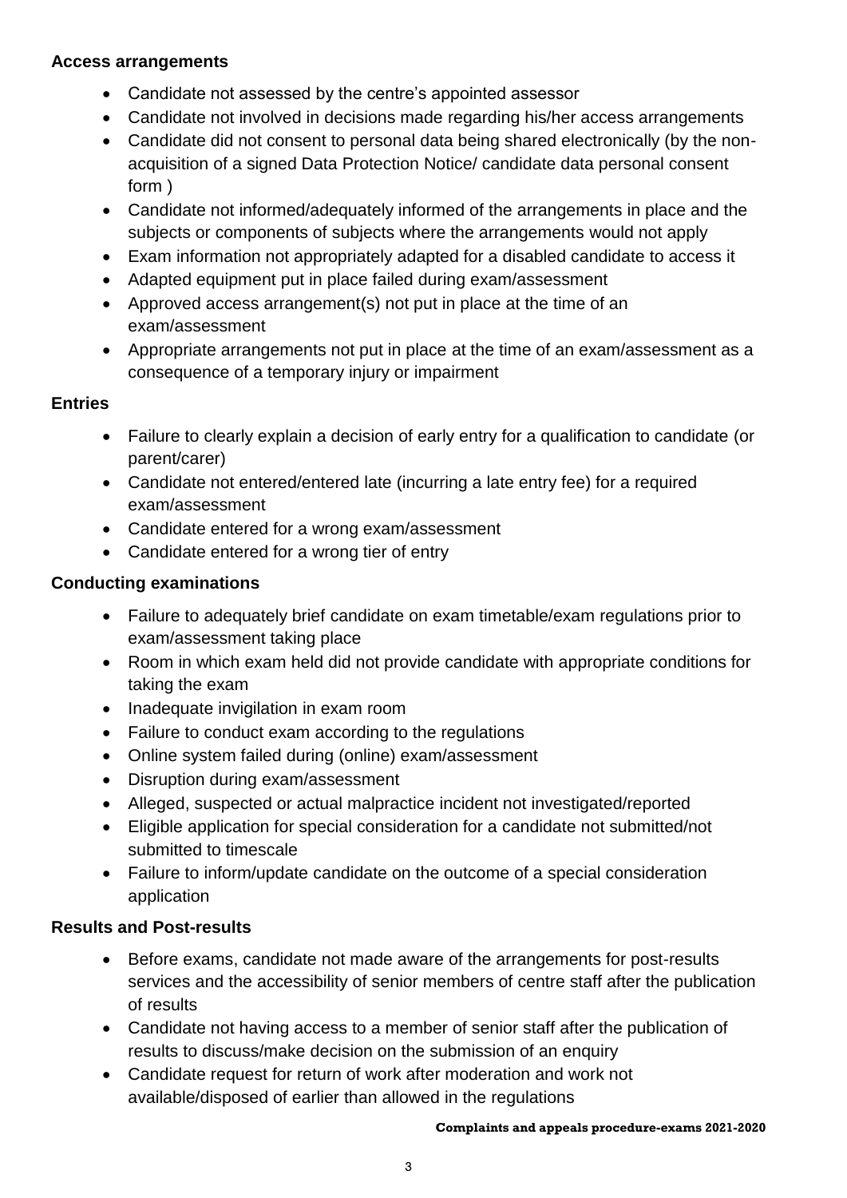**Access arrangements**

- Candidate not assessed by the centre's appointed assessor
- Candidate not involved in decisions made regarding his/her access arrangements
- Candidate did not consent to personal data being shared electronically (by the non-acquisition of a signed Data Protection Notice/ candidate data personal consent form )
- Candidate not informed/adequately informed of the arrangements in place and the subjects or components of subjects where the arrangements would not apply
- Exam information not appropriately adapted for a disabled candidate to access it
- Adapted equipment put in place failed during exam/assessment
- Approved access arrangement(s) not put in place at the time of an exam/assessment
- Appropriate arrangements not put in place at the time of an exam/assessment as a consequence of a temporary injury or impairment

**Entries**

- Failure to clearly explain a decision of early entry for a qualification to candidate (or parent/carer)
- Candidate not entered/entered late (incurring a late entry fee) for a required exam/assessment
- Candidate entered for a wrong exam/assessment
- Candidate entered for a wrong tier of entry

**Conducting examinations**

- Failure to adequately brief candidate on exam timetable/exam regulations prior to exam/assessment taking place
- Room in which exam held did not provide candidate with appropriate conditions for taking the exam
- Inadequate invigilation in exam room
- Failure to conduct exam according to the regulations
- Online system failed during (online) exam/assessment
- Disruption during exam/assessment
- Alleged, suspected or actual malpractice incident not investigated/reported
- Eligible application for special consideration for a candidate not submitted/not submitted to timescale
- Failure to inform/update candidate on the outcome of a special consideration application

**Results and Post-results**

- Before exams, candidate not made aware of the arrangements for post-results services and the accessibility of senior members of centre staff after the publication of results
- Candidate not having access to a member of senior staff after the publication of results to discuss/make decision on the submission of an enquiry
- Candidate request for return of work after moderation and work not available/disposed of earlier than allowed in the regulations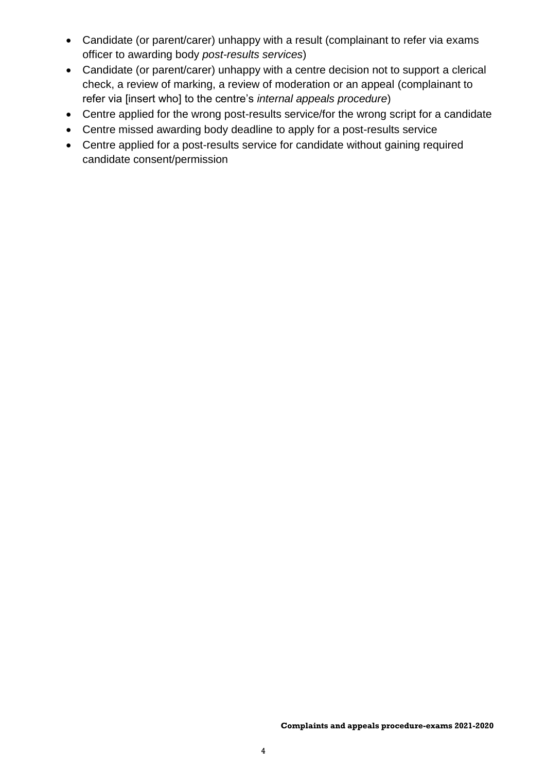- Candidate (or parent/carer) unhappy with a result (complainant to refer via exams officer to awarding body *post-results services*)
- Candidate (or parent/carer) unhappy with a centre decision not to support a clerical check, a review of marking, a review of moderation or an appeal (complainant to refer via [insert who] to the centre's *internal appeals procedure*)
- Centre applied for the wrong post-results service/for the wrong script for a candidate
- Centre missed awarding body deadline to apply for a post-results service
- Centre applied for a post-results service for candidate without gaining required candidate consent/permission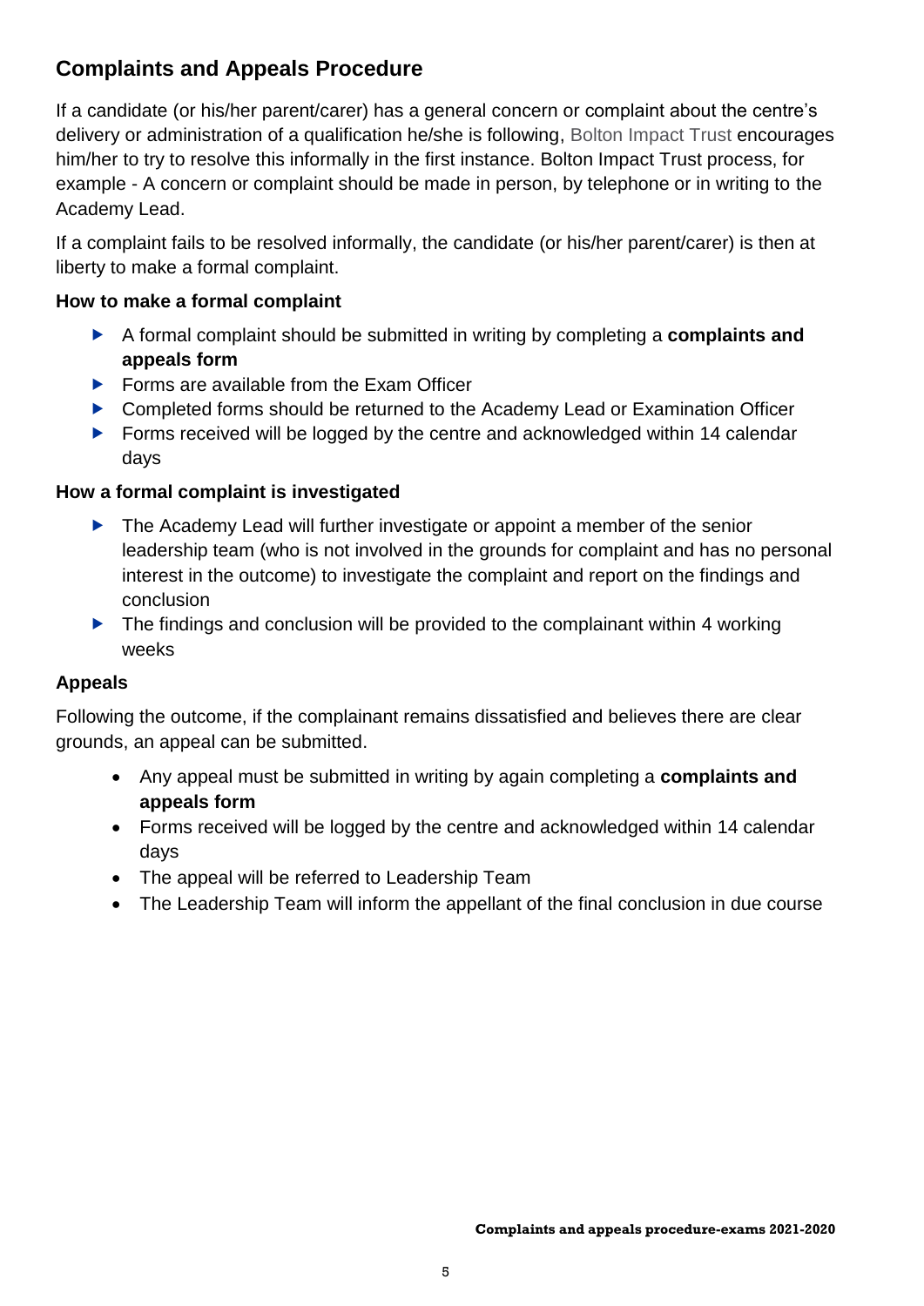## Complaints and Appeals Procedure

If a candidate (or his/her parent/carer) has a general concern or complaint about the centre's delivery or administration of a qualification he/she is following, Bolton Impact Trust encourages him/her to try to resolve this informally in the first instance. Bolton Impact Trust process, for example - A concern or complaint should be made in person, by telephone or in writing to the Academy Lead.

If a complaint fails to be resolved informally, the candidate (or his/her parent/carer) is then at liberty to make a formal complaint.

### How to make a formal complaint

- A formal complaint should be submitted in writing by completing a **complaints and appeals form**
- Forms are available from the Exam Officer
- Completed forms should be returned to the Academy Lead or Examination Officer
- Forms received will be logged by the centre and acknowledged within 14 calendar days

### How a formal complaint is investigated

- The Academy Lead will further investigate or appoint a member of the senior leadership team (who is not involved in the grounds for complaint and has no personal interest in the outcome) to investigate the complaint and report on the findings and conclusion
- The findings and conclusion will be provided to the complainant within 4 working weeks

### Appeals

Following the outcome, if the complainant remains dissatisfied and believes there are clear grounds, an appeal can be submitted.

- Any appeal must be submitted in writing by again completing a **complaints and appeals form**
- Forms received will be logged by the centre and acknowledged within 14 calendar days
- The appeal will be referred to Leadership Team
- The Leadership Team will inform the appellant of the final conclusion in due course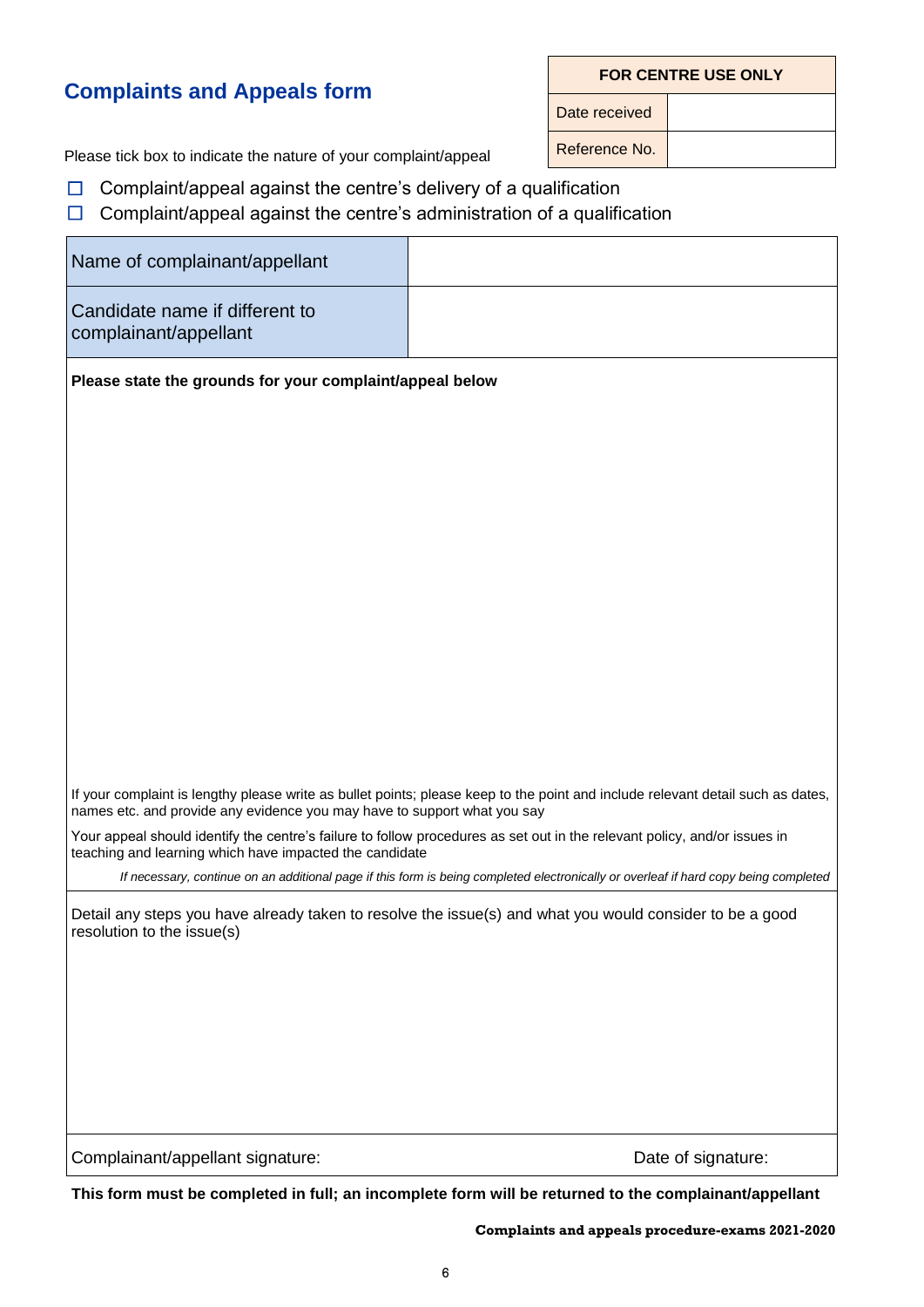## Complaints and Appeals form

| FOR CENTRE USE ONLY | |
|---|---|
| Date received | |
| Reference No. | |

Please tick box to indicate the nature of your complaint/appeal

- ☐ Complaint/appeal against the centre's delivery of a qualification
- ☐ Complaint/appeal against the centre's administration of a qualification

| Name of complainant/appellant | |
|---|---|
| Candidate name if different to complainant/appellant | |

**Please state the grounds for your complaint/appeal below**

If your complaint is lengthy please write as bullet points; please keep to the point and include relevant detail such as dates, names etc. and provide any evidence you may have to support what you say

Your appeal should identify the centre's failure to follow procedures as set out in the relevant policy, and/or issues in teaching and learning which have impacted the candidate

*If necessary, continue on an additional page if this form is being completed electronically or overleaf if hard copy being completed*

Detail any steps you have already taken to resolve the issue(s) and what you would consider to be a good resolution to the issue(s)

Complainant/appellant signature: Date of signature:

**This form must be completed in full; an incomplete form will be returned to the complainant/appellant**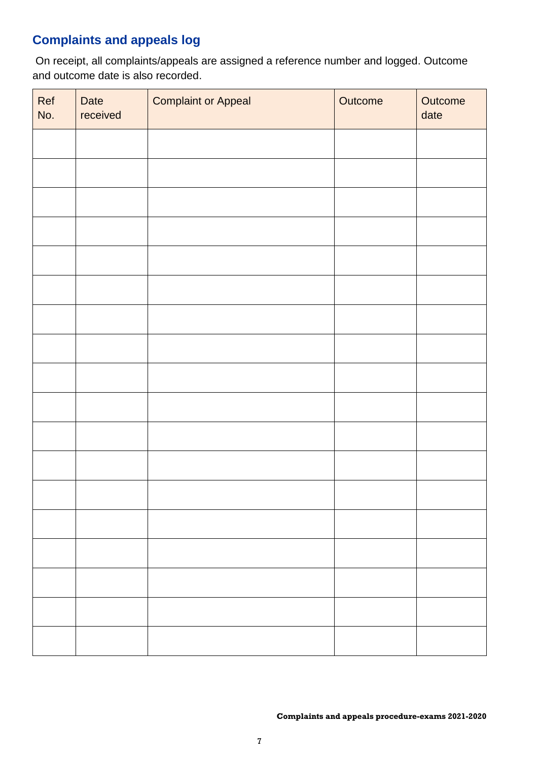## Complaints and appeals log

On receipt, all complaints/appeals are assigned a reference number and logged. Outcome and outcome date is also recorded.

| Ref No. | Date received | Complaint or Appeal | Outcome | Outcome date |
|---|---|---|---|---|
| | | | | |
| | | | | |
| | | | | |
| | | | | |
| | | | | |
| | | | | |
| | | | | |
| | | | | |
| | | | | |
| | | | | |
| | | | | |
| | | | | |
| | | | | |
| | | | | |
| | | | | |
| | | | | |
| | | | | |
| | | | | |